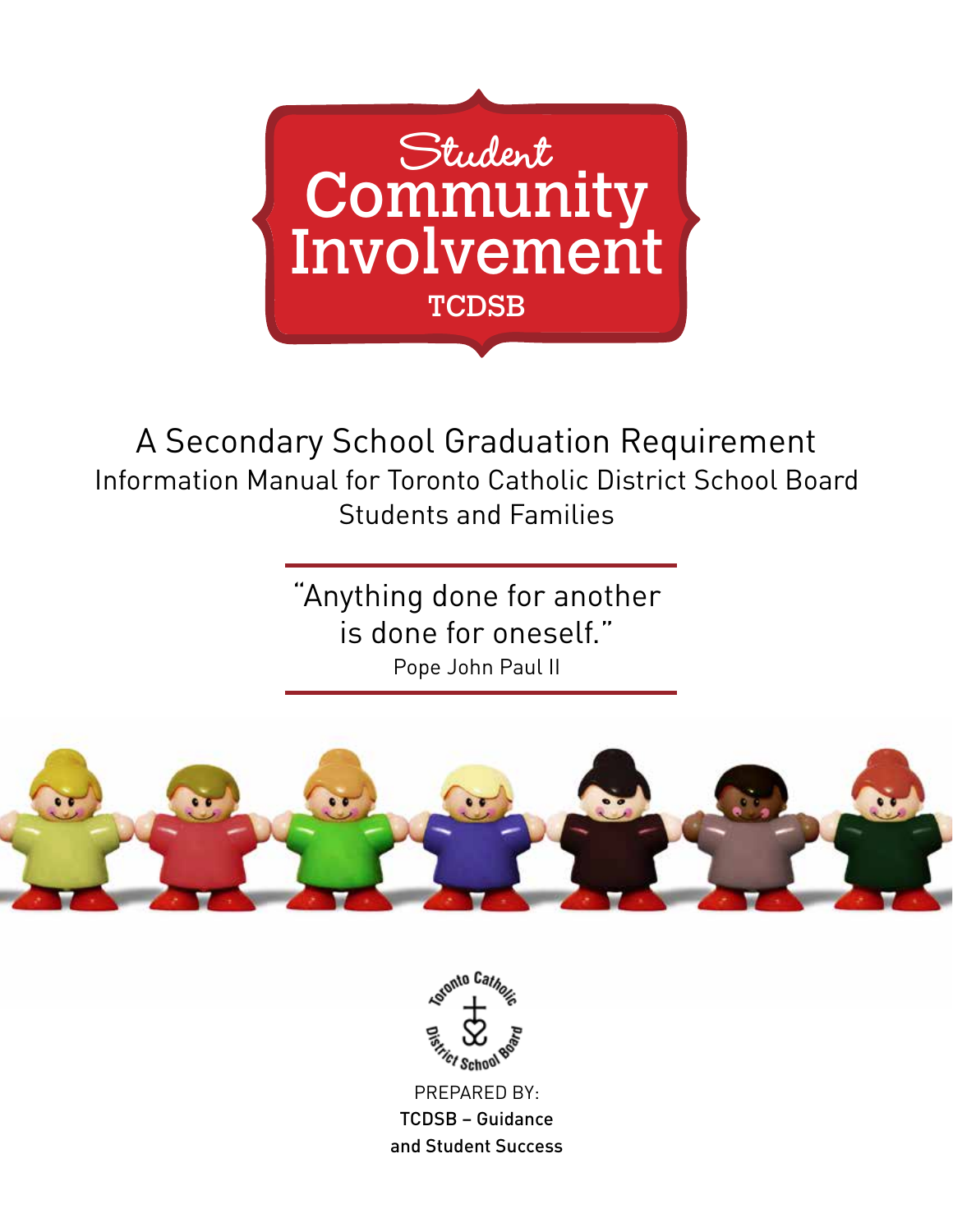# Student Community Involvement

TCDSB

## A Secondary School Graduation Requirement

Information Manual for Toronto Catholic District School Board Students and Families

"Anything done for another is done for oneself."

Pope John Paul II

Toronto Catholic District School Board

PREPARED BY:

TCDSB – Guidance and Student Success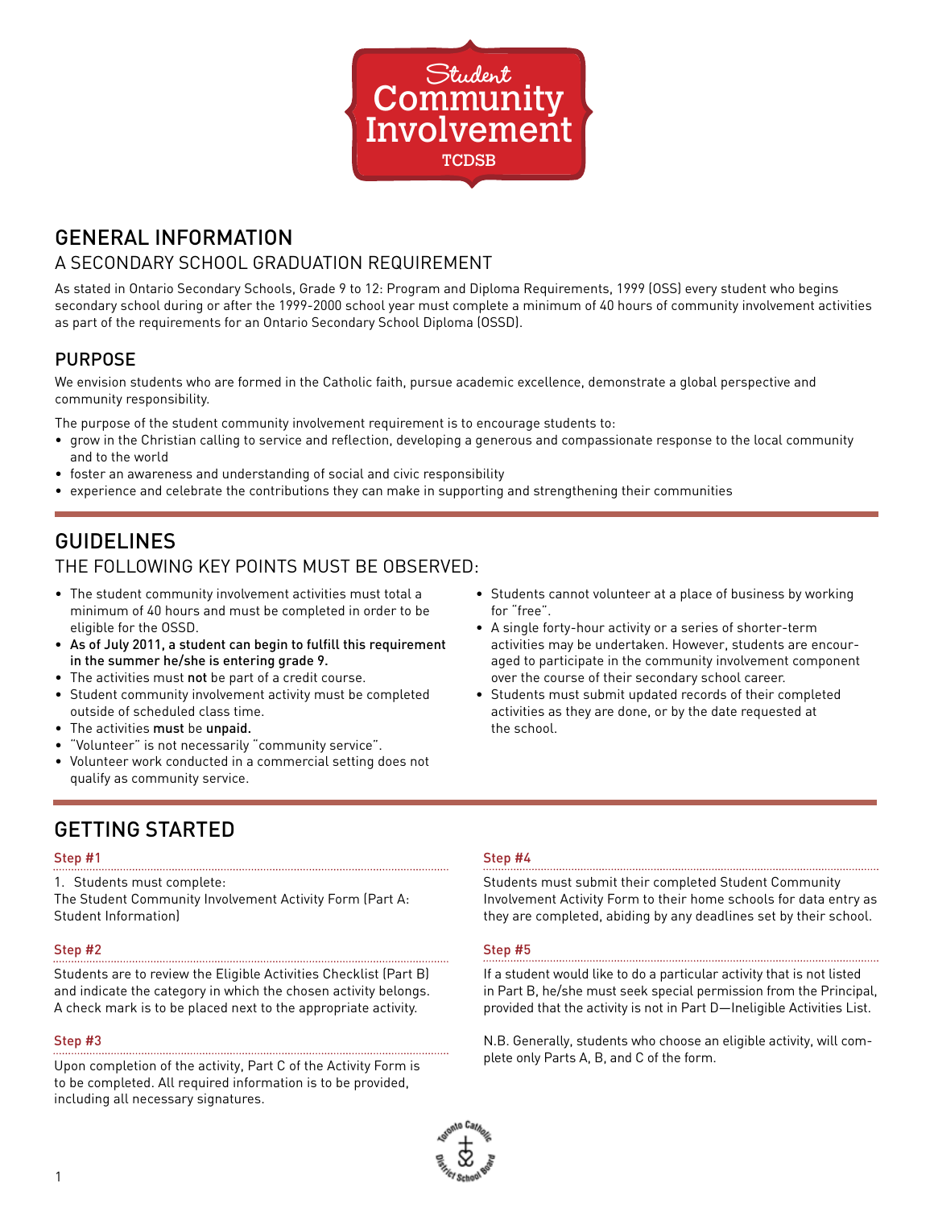# Student Community Involvement

TCDSB

## GENERAL INFORMATION

### A SECONDARY SCHOOL GRADUATION REQUIREMENT

As stated in Ontario Secondary Schools, Grade 9 to 12: Program and Diploma Requirements, 1999 (OSS) every student who begins secondary school during or after the 1999-2000 school year must complete a minimum of 40 hours of community involvement activities as part of the requirements for an Ontario Secondary School Diploma (OSSD).

### PURPOSE

We envision students who are formed in the Catholic faith, pursue academic excellence, demonstrate a global perspective and community responsibility.

The purpose of the student community involvement requirement is to encourage students to:

- grow in the Christian calling to service and reflection, developing a generous and compassionate response to the local community and to the world
- foster an awareness and understanding of social and civic responsibility
- experience and celebrate the contributions they can make in supporting and strengthening their communities

## GUIDELINES

### THE FOLLOWING KEY POINTS MUST BE OBSERVED:

- The student community involvement activities must total a minimum of 40 hours and must be completed in order to be eligible for the OSSD.
- **As of July 2011, a student can begin to fulfill this requirement in the summer he/she is entering grade 9.**
- The activities must **not** be part of a credit course.
- Student community involvement activity must be completed outside of scheduled class time.
- The activities **must** be **unpaid.**
- "Volunteer" is not necessarily "community service".
- Volunteer work conducted in a commercial setting does not qualify as community service.
- Students cannot volunteer at a place of business by working for "free".
- A single forty-hour activity or a series of shorter-term activities may be undertaken. However, students are encouraged to participate in the community involvement component over the course of their secondary school career.
- Students must submit updated records of their completed activities as they are done, or by the date requested at the school.

## GETTING STARTED

### Step #1

1. Students must complete:
The Student Community Involvement Activity Form (Part A: Student Information)

### Step #2

Students are to review the Eligible Activities Checklist (Part B) and indicate the category in which the chosen activity belongs. A check mark is to be placed next to the appropriate activity.

### Step #3

Upon completion of the activity, Part C of the Activity Form is to be completed. All required information is to be provided, including all necessary signatures.

### Step #4

Students must submit their completed Student Community Involvement Activity Form to their home schools for data entry as they are completed, abiding by any deadlines set by their school.

### Step #5

If a student would like to do a particular activity that is not listed in Part B, he/she must seek special permission from the Principal, provided that the activity is not in Part D—Ineligible Activities List.

N.B. Generally, students who choose an eligible activity, will complete only Parts A, B, and C of the form.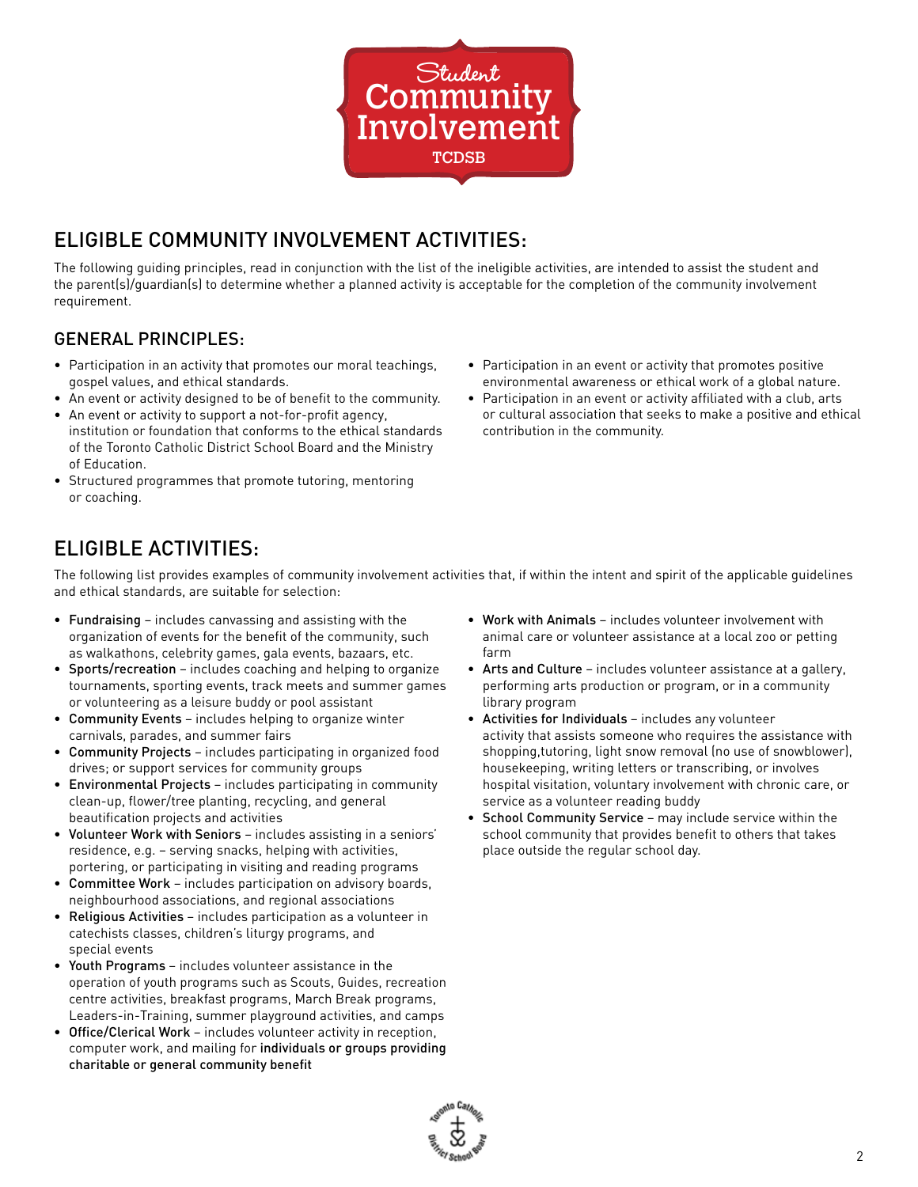# ELIGIBLE COMMUNITY INVOLVEMENT ACTIVITIES:

The following guiding principles, read in conjunction with the list of the ineligible activities, are intended to assist the student and the parent(s)/guardian(s) to determine whether a planned activity is acceptable for the completion of the community involvement requirement.

## GENERAL PRINCIPLES:

- Participation in an activity that promotes our moral teachings, gospel values, and ethical standards.
- An event or activity designed to be of benefit to the community.
- An event or activity to support a not-for-profit agency, institution or foundation that conforms to the ethical standards of the Toronto Catholic District School Board and the Ministry of Education.
- Structured programmes that promote tutoring, mentoring or coaching.
- Participation in an event or activity that promotes positive environmental awareness or ethical work of a global nature.
- Participation in an event or activity affiliated with a club, arts or cultural association that seeks to make a positive and ethical contribution in the community.

# ELIGIBLE ACTIVITIES:

The following list provides examples of community involvement activities that, if within the intent and spirit of the applicable guidelines and ethical standards, are suitable for selection:

- **Fundraising** – includes canvassing and assisting with the organization of events for the benefit of the community, such as walkathons, celebrity games, gala events, bazaars, etc.
- **Sports/recreation** – includes coaching and helping to organize tournaments, sporting events, track meets and summer games or volunteering as a leisure buddy or pool assistant
- **Community Events** – includes helping to organize winter carnivals, parades, and summer fairs
- **Community Projects** – includes participating in organized food drives; or support services for community groups
- **Environmental Projects** – includes participating in community clean-up, flower/tree planting, recycling, and general beautification projects and activities
- **Volunteer Work with Seniors** – includes assisting in a seniors' residence, e.g. – serving snacks, helping with activities, portering, or participating in visiting and reading programs
- **Committee Work** – includes participation on advisory boards, neighbourhood associations, and regional associations
- **Religious Activities** – includes participation as a volunteer in catechists classes, children's liturgy programs, and special events
- **Youth Programs** – includes volunteer assistance in the operation of youth programs such as Scouts, Guides, recreation centre activities, breakfast programs, March Break programs, Leaders-in-Training, summer playground activities, and camps
- **Office/Clerical Work** – includes volunteer activity in reception, computer work, and mailing for **individuals or groups providing charitable or general community benefit**
- **Work with Animals** – includes volunteer involvement with animal care or volunteer assistance at a local zoo or petting farm
- **Arts and Culture** – includes volunteer assistance at a gallery, performing arts production or program, or in a community library program
- **Activities for Individuals** – includes any volunteer activity that assists someone who requires the assistance with shopping,tutoring, light snow removal (no use of snowblower), housekeeping, writing letters or transcribing, or involves hospital visitation, voluntary involvement with chronic care, or service as a volunteer reading buddy
- **School Community Service** – may include service within the school community that provides benefit to others that takes place outside the regular school day.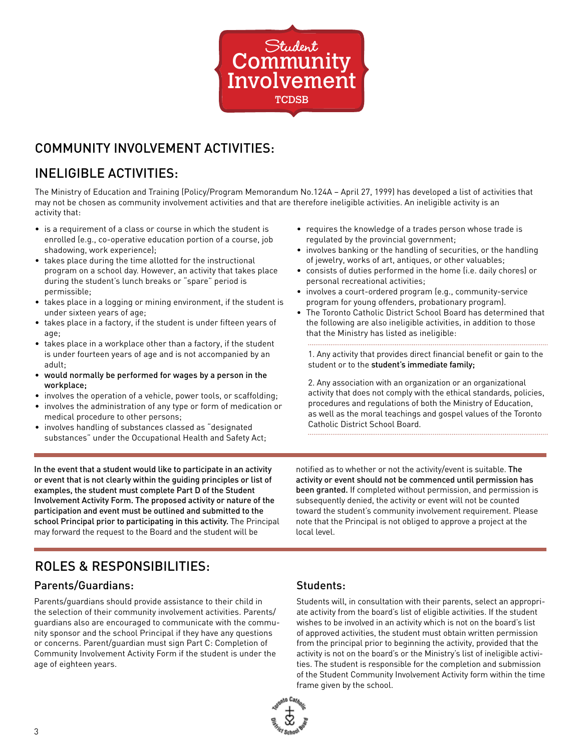# COMMUNITY INVOLVEMENT ACTIVITIES:

## INELIGIBLE ACTIVITIES:

The Ministry of Education and Training (Policy/Program Memorandum No.124A – April 27, 1999) has developed a list of activities that may not be chosen as community involvement activities and that are therefore ineligible activities. An ineligible activity is an activity that:

- is a requirement of a class or course in which the student is enrolled (e.g., co-operative education portion of a course, job shadowing, work experience);
- takes place during the time allotted for the instructional program on a school day. However, an activity that takes place during the student's lunch breaks or "spare" period is permissible;
- takes place in a logging or mining environment, if the student is under sixteen years of age;
- takes place in a factory, if the student is under fifteen years of age;
- takes place in a workplace other than a factory, if the student is under fourteen years of age and is not accompanied by an adult;
- **would normally be performed for wages by a person in the workplace;**
- involves the operation of a vehicle, power tools, or scaffolding;
- involves the administration of any type or form of medication or medical procedure to other persons;
- involves handling of substances classed as "designated substances" under the Occupational Health and Safety Act;
- requires the knowledge of a trades person whose trade is regulated by the provincial government;
- involves banking or the handling of securities, or the handling of jewelry, works of art, antiques, or other valuables;
- consists of duties performed in the home (i.e. daily chores) or personal recreational activities;
- involves a court-ordered program (e.g., community-service program for young offenders, probationary program).
- The Toronto Catholic District School Board has determined that the following are also ineligible activities, in addition to those that the Ministry has listed as ineligible:

  1. Any activity that provides direct financial benefit or gain to the student or to the **student's immediate family;**

  2. Any association with an organization or an organizational activity that does not comply with the ethical standards, policies, procedures and regulations of both the Ministry of Education, as well as the moral teachings and gospel values of the Toronto Catholic District School Board.

**In the event that a student would like to participate in an activity or event that is not clearly within the guiding principles or list of examples, the student must complete Part D of the Student Involvement Activity Form. The proposed activity or nature of the participation and event must be outlined and submitted to the school Principal prior to participating in this activity.** The Principal may forward the request to the Board and the student will be notified as to whether or not the activity/event is suitable. **The activity or event should not be commenced until permission has been granted.** If completed without permission, and permission is subsequently denied, the activity or event will not be counted toward the student's community involvement requirement. Please note that the Principal is not obliged to approve a project at the local level.

# ROLES & RESPONSIBILITIES:

## Parents/Guardians:

Parents/guardians should provide assistance to their child in the selection of their community involvement activities. Parents/guardians also are encouraged to communicate with the community sponsor and the school Principal if they have any questions or concerns. Parent/guardian must sign Part C: Completion of Community Involvement Activity Form if the student is under the age of eighteen years.

## Students:

Students will, in consultation with their parents, select an appropriate activity from the board's list of eligible activities. If the student wishes to be involved in an activity which is not on the board's list of approved activities, the student must obtain written permission from the principal prior to beginning the activity, provided that the activity is not on the board's or the Ministry's list of ineligible activities. The student is responsible for the completion and submission of the Student Community Involvement Activity form within the time frame given by the school.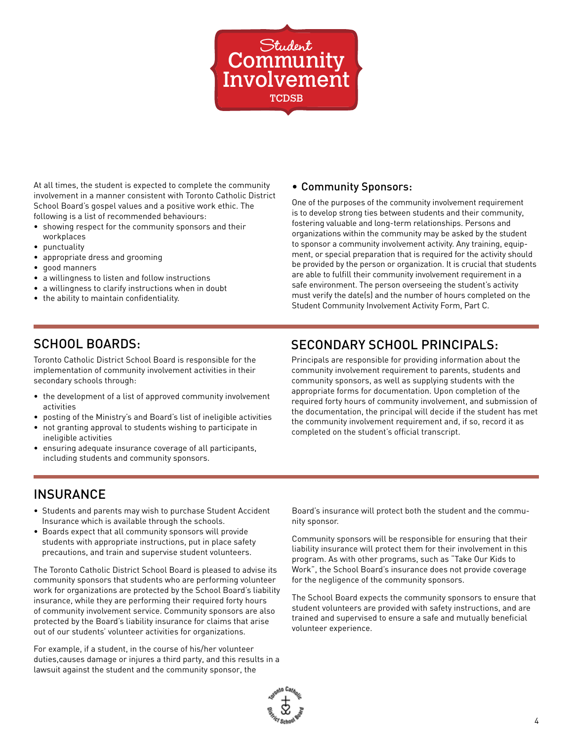At all times, the student is expected to complete the community involvement in a manner consistent with Toronto Catholic District School Board's gospel values and a positive work ethic. The following is a list of recommended behaviours:

- showing respect for the community sponsors and their workplaces
- punctuality
- appropriate dress and grooming
- good manners
- a willingness to listen and follow instructions
- a willingness to clarify instructions when in doubt
- the ability to maintain confidentiality.

### • Community Sponsors:

One of the purposes of the community involvement requirement is to develop strong ties between students and their community, fostering valuable and long-term relationships. Persons and organizations within the community may be asked by the student to sponsor a community involvement activity. Any training, equipment, or special preparation that is required for the activity should be provided by the person or organization. It is crucial that students are able to fulfill their community involvement requirement in a safe environment. The person overseeing the student's activity must verify the date(s) and the number of hours completed on the Student Community Involvement Activity Form, Part C.

## SCHOOL BOARDS:

Toronto Catholic District School Board is responsible for the implementation of community involvement activities in their secondary schools through:

- the development of a list of approved community involvement activities
- posting of the Ministry's and Board's list of ineligible activities
- not granting approval to students wishing to participate in ineligible activities
- ensuring adequate insurance coverage of all participants, including students and community sponsors.

## SECONDARY SCHOOL PRINCIPALS:

Principals are responsible for providing information about the community involvement requirement to parents, students and community sponsors, as well as supplying students with the appropriate forms for documentation. Upon completion of the required forty hours of community involvement, and submission of the documentation, the principal will decide if the student has met the community involvement requirement and, if so, record it as completed on the student's official transcript.

## INSURANCE

- Students and parents may wish to purchase Student Accident Insurance which is available through the schools.
- Boards expect that all community sponsors will provide students with appropriate instructions, put in place safety precautions, and train and supervise student volunteers.

The Toronto Catholic District School Board is pleased to advise its community sponsors that students who are performing volunteer work for organizations are protected by the School Board's liability insurance, while they are performing their required forty hours of community involvement service. Community sponsors are also protected by the Board's liability insurance for claims that arise out of our students' volunteer activities for organizations.

For example, if a student, in the course of his/her volunteer duties,causes damage or injures a third party, and this results in a lawsuit against the student and the community sponsor, the Board's insurance will protect both the student and the community sponsor.

Community sponsors will be responsible for ensuring that their liability insurance will protect them for their involvement in this program. As with other programs, such as "Take Our Kids to Work", the School Board's insurance does not provide coverage for the negligence of the community sponsors.

The School Board expects the community sponsors to ensure that student volunteers are provided with safety instructions, and are trained and supervised to ensure a safe and mutually beneficial volunteer experience.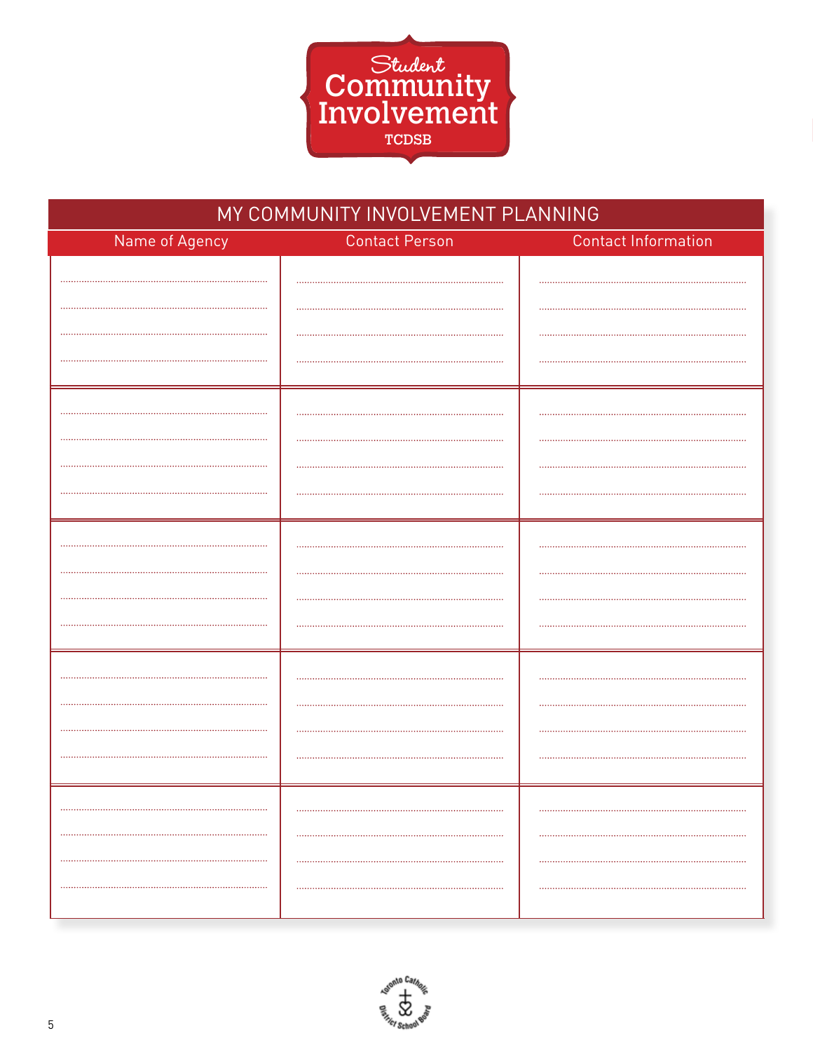Student Community Involvement TCDSB

## MY COMMUNITY INVOLVEMENT PLANNING

| Name of Agency | Contact Person | Contact Information |
| --- | --- | --- |
| | | |
| | | |
| | | |
| | | |
| | | |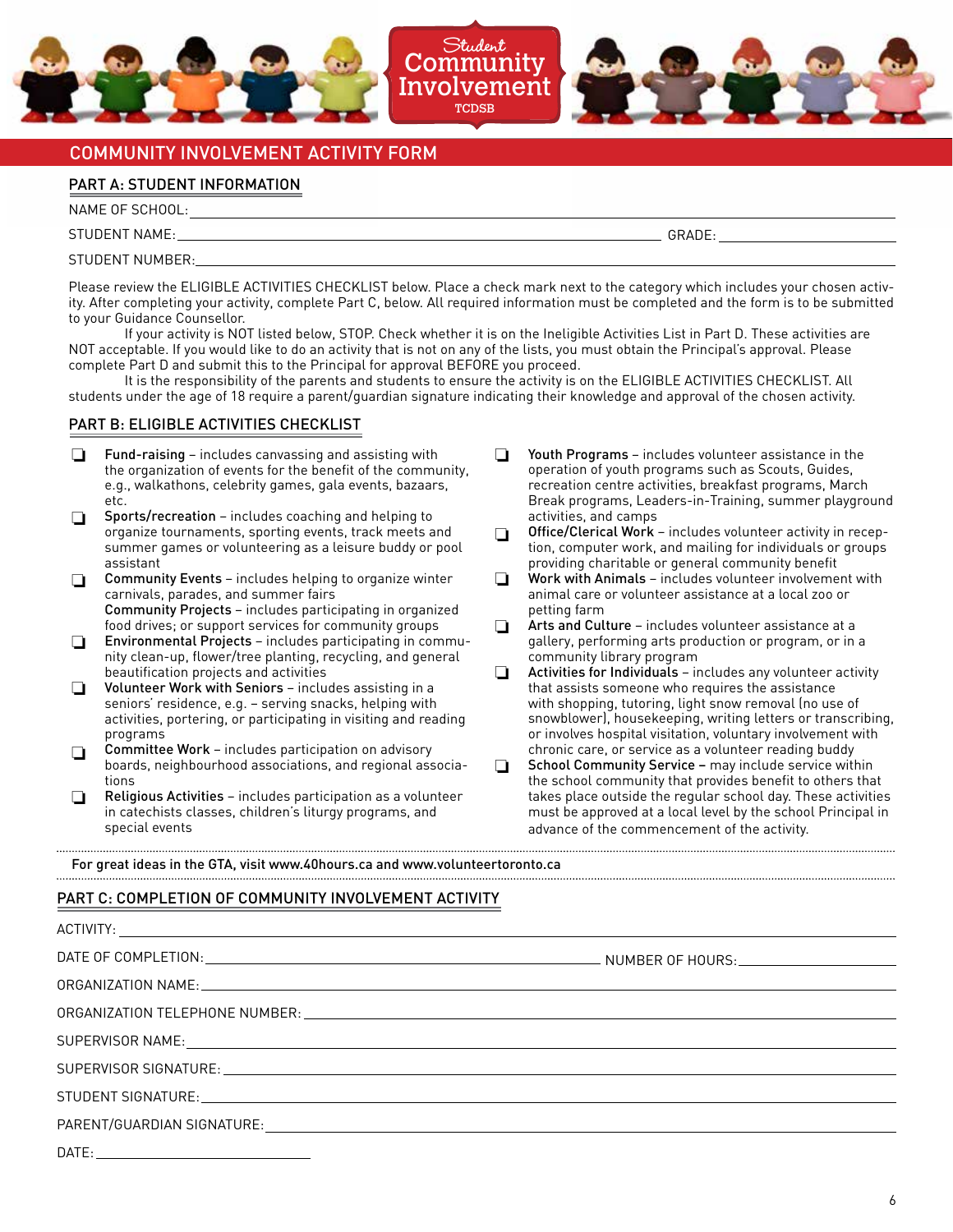Student Community Involvement TCDSB

# COMMUNITY INVOLVEMENT ACTIVITY FORM

## PART A: STUDENT INFORMATION

NAME OF SCHOOL: ______________________________

STUDENT NAME: ______________________________ GRADE: ____________

STUDENT NUMBER: ______________________________

Please review the ELIGIBLE ACTIVITIES CHECKLIST below. Place a check mark next to the category which includes your chosen activity. After completing your activity, complete Part C, below. All required information must be completed and the form is to be submitted to your Guidance Counsellor.

If your activity is NOT listed below, STOP. Check whether it is on the Ineligible Activities List in Part D. These activities are NOT acceptable. If you would like to do an activity that is not on any of the lists, you must obtain the Principal's approval. Please complete Part D and submit this to the Principal for approval BEFORE you proceed.

It is the responsibility of the parents and students to ensure the activity is on the ELIGIBLE ACTIVITIES CHECKLIST. All students under the age of 18 require a parent/guardian signature indicating their knowledge and approval of the chosen activity.

## PART B: ELIGIBLE ACTIVITIES CHECKLIST

- ❑ **Fund-raising** – includes canvassing and assisting with the organization of events for the benefit of the community, e.g., walkathons, celebrity games, gala events, bazaars, etc.
- ❑ **Sports/recreation** – includes coaching and helping to organize tournaments, sporting events, track meets and summer games or volunteering as a leisure buddy or pool assistant
- ❑ **Community Events** – includes helping to organize winter carnivals, parades, and summer fairs
  **Community Projects** – includes participating in organized food drives; or support services for community groups
- ❑ **Environmental Projects** – includes participating in community clean-up, flower/tree planting, recycling, and general beautification projects and activities
- ❑ **Volunteer Work with Seniors** – includes assisting in a seniors' residence, e.g. – serving snacks, helping with activities, portering, or participating in visiting and reading programs
- ❑ **Committee Work** – includes participation on advisory boards, neighbourhood associations, and regional associations
- ❑ **Religious Activities** – includes participation as a volunteer in catechists classes, children's liturgy programs, and special events
- ❑ **Youth Programs** – includes volunteer assistance in the operation of youth programs such as Scouts, Guides, recreation centre activities, breakfast programs, March Break programs, Leaders-in-Training, summer playground activities, and camps
- ❑ **Office/Clerical Work** – includes volunteer activity in reception, computer work, and mailing for individuals or groups providing charitable or general community benefit
- ❑ **Work with Animals** – includes volunteer involvement with animal care or volunteer assistance at a local zoo or petting farm
- ❑ **Arts and Culture** – includes volunteer assistance at a gallery, performing arts production or program, or in a community library program
- ❑ **Activities for Individuals** – includes any volunteer activity that assists someone who requires the assistance with shopping, tutoring, light snow removal (no use of snowblower), housekeeping, writing letters or transcribing, or involves hospital visitation, voluntary involvement with chronic care, or service as a volunteer reading buddy
- ❑ **School Community Service** – may include service within the school community that provides benefit to others that takes place outside the regular school day. These activities must be approved at a local level by the school Principal in advance of the commencement of the activity.

For great ideas in the GTA, visit www.40hours.ca and www.volunteertoronto.ca

## PART C: COMPLETION OF COMMUNITY INVOLVEMENT ACTIVITY

ACTIVITY: ______________________________

DATE OF COMPLETION: ______________________________ NUMBER OF HOURS: ____________

ORGANIZATION NAME: ______________________________

ORGANIZATION TELEPHONE NUMBER: ______________________________

SUPERVISOR NAME: ______________________________

SUPERVISOR SIGNATURE: ______________________________

STUDENT SIGNATURE: ______________________________

PARENT/GUARDIAN SIGNATURE: ______________________________

DATE: ____________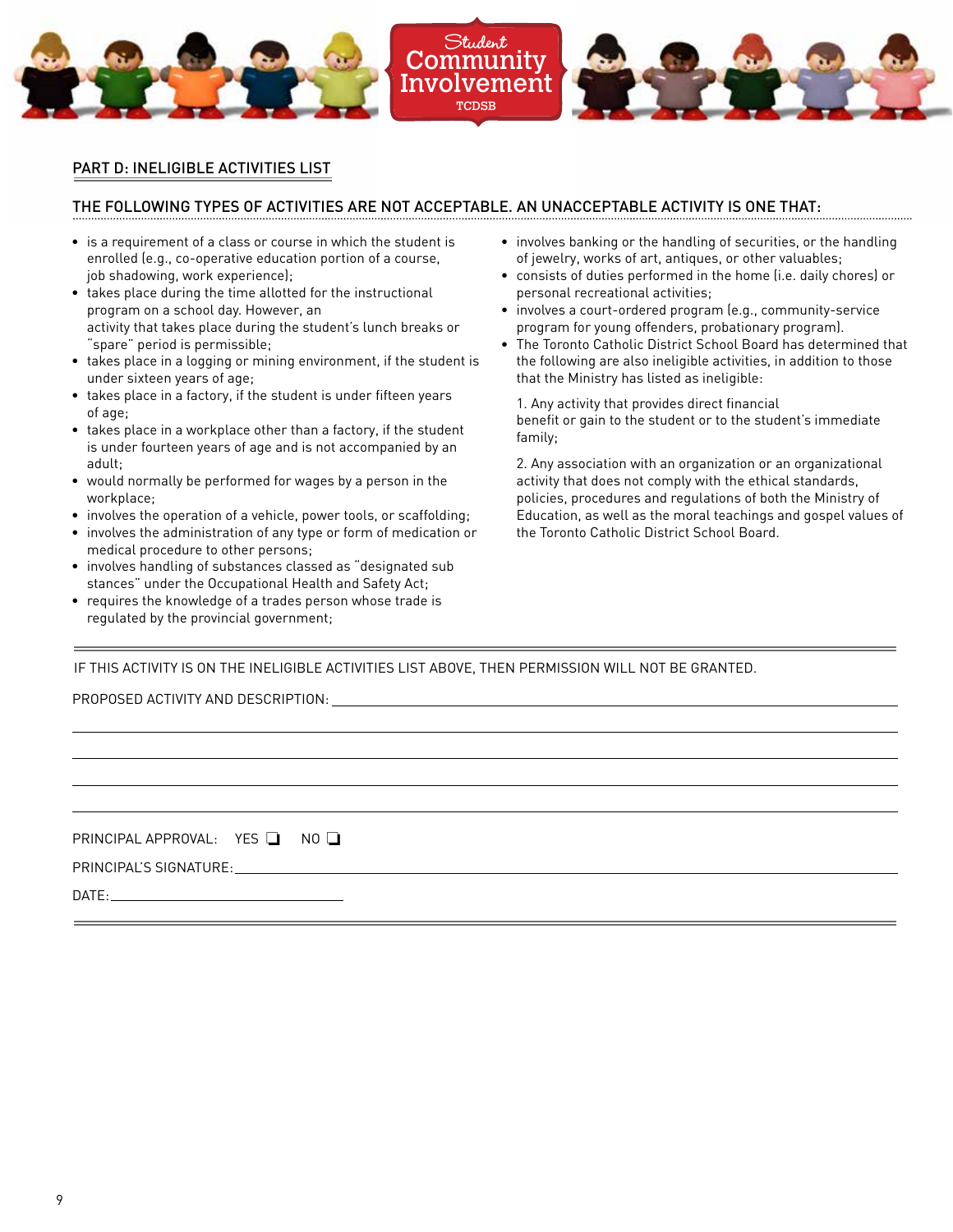## PART D: INELIGIBLE ACTIVITIES LIST

### THE FOLLOWING TYPES OF ACTIVITIES ARE NOT ACCEPTABLE. AN UNACCEPTABLE ACTIVITY IS ONE THAT:

- is a requirement of a class or course in which the student is enrolled (e.g., co-operative education portion of a course, job shadowing, work experience);
- takes place during the time allotted for the instructional program on a school day. However, an activity that takes place during the student's lunch breaks or "spare" period is permissible;
- takes place in a logging or mining environment, if the student is under sixteen years of age;
- takes place in a factory, if the student is under fifteen years of age;
- takes place in a workplace other than a factory, if the student is under fourteen years of age and is not accompanied by an adult;
- would normally be performed for wages by a person in the workplace;
- involves the operation of a vehicle, power tools, or scaffolding;
- involves the administration of any type or form of medication or medical procedure to other persons;
- involves handling of substances classed as "designated sub stances" under the Occupational Health and Safety Act;
- requires the knowledge of a trades person whose trade is regulated by the provincial government;
- involves banking or the handling of securities, or the handling of jewelry, works of art, antiques, or other valuables;
- consists of duties performed in the home (i.e. daily chores) or personal recreational activities;
- involves a court-ordered program (e.g., community-service program for young offenders, probationary program).
- The Toronto Catholic District School Board has determined that the following are also ineligible activities, in addition to those that the Ministry has listed as ineligible:

  1. Any activity that provides direct financial benefit or gain to the student or to the student's immediate family;

  2. Any association with an organization or an organizational activity that does not comply with the ethical standards, policies, procedures and regulations of both the Ministry of Education, as well as the moral teachings and gospel values of the Toronto Catholic District School Board.

---

IF THIS ACTIVITY IS ON THE INELIGIBLE ACTIVITIES LIST ABOVE, THEN PERMISSION WILL NOT BE GRANTED.

PROPOSED ACTIVITY AND DESCRIPTION: ______________________________________________

______________________________________________

______________________________________________

______________________________________________

______________________________________________

PRINCIPAL APPROVAL: YES ☐ NO ☐

PRINCIPAL'S SIGNATURE: ______________________________________________

DATE: ____________________________

---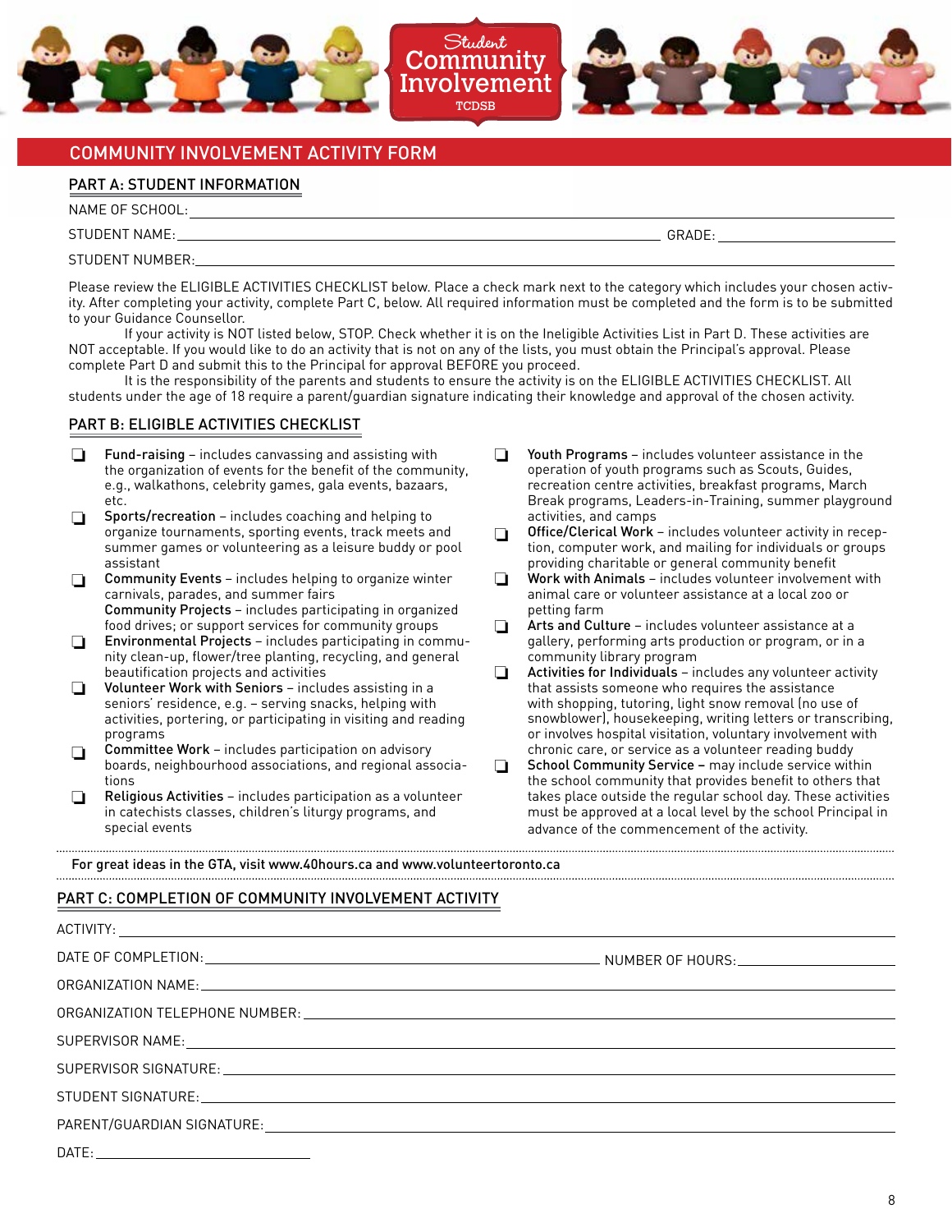Student Community Involvement
TCDSB

## COMMUNITY INVOLVEMENT ACTIVITY FORM

### PART A: STUDENT INFORMATION

NAME OF SCHOOL: ______________________________

STUDENT NAME: ______________________________ GRADE: ______________

STUDENT NUMBER: ______________________________

Please review the ELIGIBLE ACTIVITIES CHECKLIST below. Place a check mark next to the category which includes your chosen activity. After completing your activity, complete Part C, below. All required information must be completed and the form is to be submitted to your Guidance Counsellor.

If your activity is NOT listed below, STOP. Check whether it is on the Ineligible Activities List in Part D. These activities are NOT acceptable. If you would like to do an activity that is not on any of the lists, you must obtain the Principal's approval. Please complete Part D and submit this to the Principal for approval BEFORE you proceed.

It is the responsibility of the parents and students to ensure the activity is on the ELIGIBLE ACTIVITIES CHECKLIST. All students under the age of 18 require a parent/guardian signature indicating their knowledge and approval of the chosen activity.

### PART B: ELIGIBLE ACTIVITIES CHECKLIST

- ❑ **Fund-raising** – includes canvassing and assisting with the organization of events for the benefit of the community, e.g., walkathons, celebrity games, gala events, bazaars, etc.
- ❑ **Sports/recreation** – includes coaching and helping to organize tournaments, sporting events, track meets and summer games or volunteering as a leisure buddy or pool assistant
- ❑ **Community Events** – includes helping to organize winter carnivals, parades, and summer fairs
  **Community Projects** – includes participating in organized food drives; or support services for community groups
- ❑ **Environmental Projects** – includes participating in community clean-up, flower/tree planting, recycling, and general beautification projects and activities
- ❑ **Volunteer Work with Seniors** – includes assisting in a seniors' residence, e.g. – serving snacks, helping with activities, portering, or participating in visiting and reading programs
- ❑ **Committee Work** – includes participation on advisory boards, neighbourhood associations, and regional associations
- ❑ **Religious Activities** – includes participation as a volunteer in catechists classes, children's liturgy programs, and special events
- ❑ **Youth Programs** – includes volunteer assistance in the operation of youth programs such as Scouts, Guides, recreation centre activities, breakfast programs, March Break programs, Leaders-in-Training, summer playground activities, and camps
- ❑ **Office/Clerical Work** – includes volunteer activity in reception, computer work, and mailing for individuals or groups providing charitable or general community benefit
- ❑ **Work with Animals** – includes volunteer involvement with animal care or volunteer assistance at a local zoo or petting farm
- ❑ **Arts and Culture** – includes volunteer assistance at a gallery, performing arts production or program, or in a community library program
- ❑ **Activities for Individuals** – includes any volunteer activity that assists someone who requires the assistance with shopping, tutoring, light snow removal (no use of snowblower), housekeeping, writing letters or transcribing, or involves hospital visitation, voluntary involvement with chronic care, or service as a volunteer reading buddy
- ❑ **School Community Service** – may include service within the school community that provides benefit to others that takes place outside the regular school day. These activities must be approved at a local level by the school Principal in advance of the commencement of the activity.

For great ideas in the GTA, visit www.40hours.ca and www.volunteertoronto.ca

### PART C: COMPLETION OF COMMUNITY INVOLVEMENT ACTIVITY

ACTIVITY: ______________________________

DATE OF COMPLETION: ______________________________ NUMBER OF HOURS: ______________

ORGANIZATION NAME: ______________________________

ORGANIZATION TELEPHONE NUMBER: ______________________________

SUPERVISOR NAME: ______________________________

SUPERVISOR SIGNATURE: ______________________________

STUDENT SIGNATURE: ______________________________

PARENT/GUARDIAN SIGNATURE: ______________________________

DATE: ______________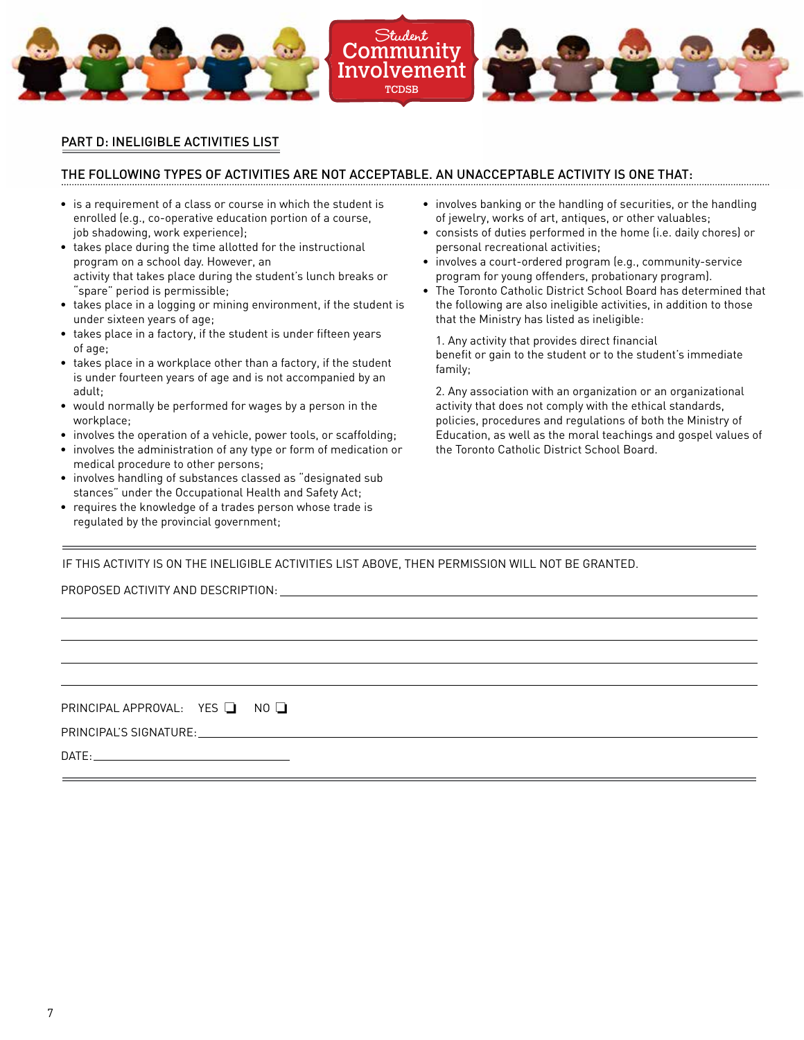## PART D: INELIGIBLE ACTIVITIES LIST

### THE FOLLOWING TYPES OF ACTIVITIES ARE NOT ACCEPTABLE. AN UNACCEPTABLE ACTIVITY IS ONE THAT:

- is a requirement of a class or course in which the student is enrolled (e.g., co-operative education portion of a course, job shadowing, work experience);
- takes place during the time allotted for the instructional program on a school day. However, an activity that takes place during the student's lunch breaks or "spare" period is permissible;
- takes place in a logging or mining environment, if the student is under sixteen years of age;
- takes place in a factory, if the student is under fifteen years of age;
- takes place in a workplace other than a factory, if the student is under fourteen years of age and is not accompanied by an adult;
- would normally be performed for wages by a person in the workplace;
- involves the operation of a vehicle, power tools, or scaffolding;
- involves the administration of any type or form of medication or medical procedure to other persons;
- involves handling of substances classed as "designated sub stances" under the Occupational Health and Safety Act;
- requires the knowledge of a trades person whose trade is regulated by the provincial government;
- involves banking or the handling of securities, or the handling of jewelry, works of art, antiques, or other valuables;
- consists of duties performed in the home (i.e. daily chores) or personal recreational activities;
- involves a court-ordered program (e.g., community-service program for young offenders, probationary program).
- The Toronto Catholic District School Board has determined that the following are also ineligible activities, in addition to those that the Ministry has listed as ineligible:

  1. Any activity that provides direct financial benefit or gain to the student or to the student's immediate family;

  2. Any association with an organization or an organizational activity that does not comply with the ethical standards, policies, procedures and regulations of both the Ministry of Education, as well as the moral teachings and gospel values of the Toronto Catholic District School Board.

---

IF THIS ACTIVITY IS ON THE INELIGIBLE ACTIVITIES LIST ABOVE, THEN PERMISSION WILL NOT BE GRANTED.

PROPOSED ACTIVITY AND DESCRIPTION: ____________________________________________

____________________________________________

____________________________________________

____________________________________________

____________________________________________

PRINCIPAL APPROVAL: YES ☐ NO ☐

PRINCIPAL'S SIGNATURE: ____________________________________________

DATE: ______________________

---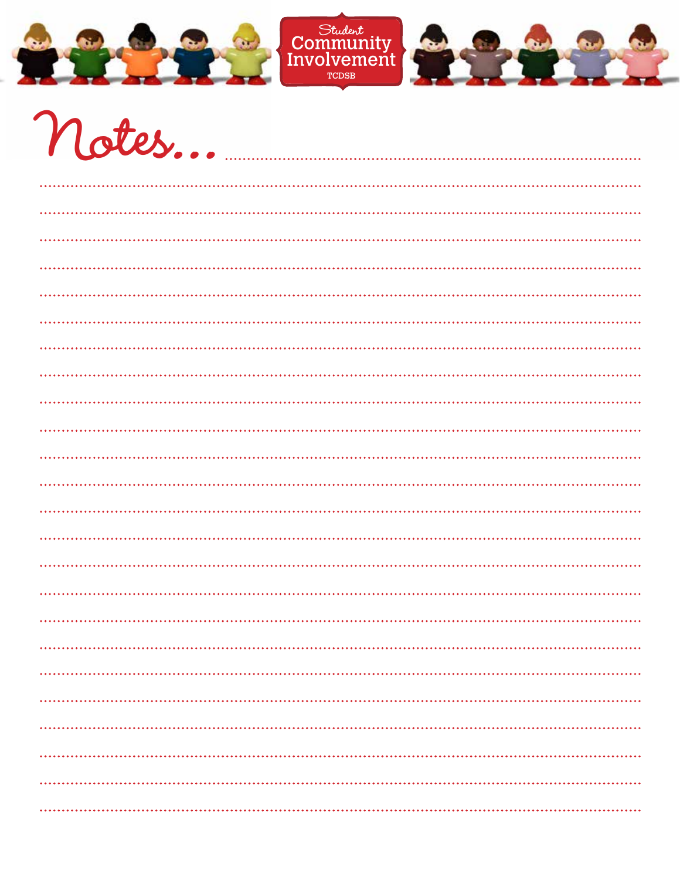Student Community Involvement TCDSB

# Notes...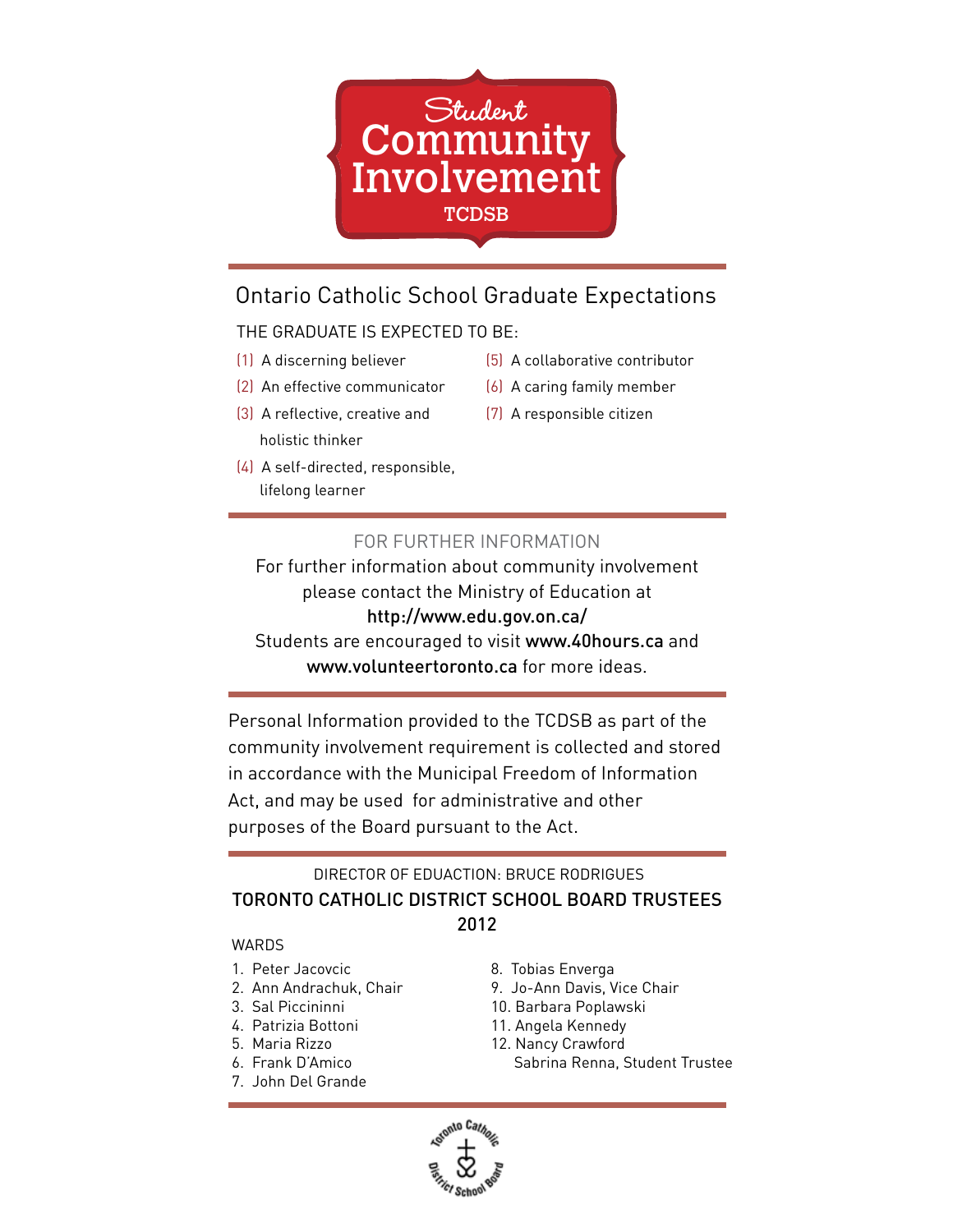# Student Community Involvement

TCDSB

## Ontario Catholic School Graduate Expectations

THE GRADUATE IS EXPECTED TO BE:

(1) A discerning believer
(2) An effective communicator
(3) A reflective, creative and holistic thinker
(4) A self-directed, responsible, lifelong learner
(5) A collaborative contributor
(6) A caring family member
(7) A responsible citizen

## FOR FURTHER INFORMATION

For further information about community involvement please contact the Ministry of Education at http://www.edu.gov.on.ca/

Students are encouraged to visit www.40hours.ca and www.volunteertoronto.ca for more ideas.

Personal Information provided to the TCDSB as part of the community involvement requirement is collected and stored in accordance with the Municipal Freedom of Information Act, and may be used for administrative and other purposes of the Board pursuant to the Act.

DIRECTOR OF EDUACTION: BRUCE RODRIGUES

## TORONTO CATHOLIC DISTRICT SCHOOL BOARD TRUSTEES 2012

WARDS

1. Peter Jacovcic
2. Ann Andrachuk, Chair
3. Sal Piccininni
4. Patrizia Bottoni
5. Maria Rizzo
6. Frank D'Amico
7. John Del Grande
8. Tobias Enverga
9. Jo-Ann Davis, Vice Chair
10. Barbara Poplawski
11. Angela Kennedy
12. Nancy Crawford

Sabrina Renna, Student Trustee

Toronto Catholic District School Board